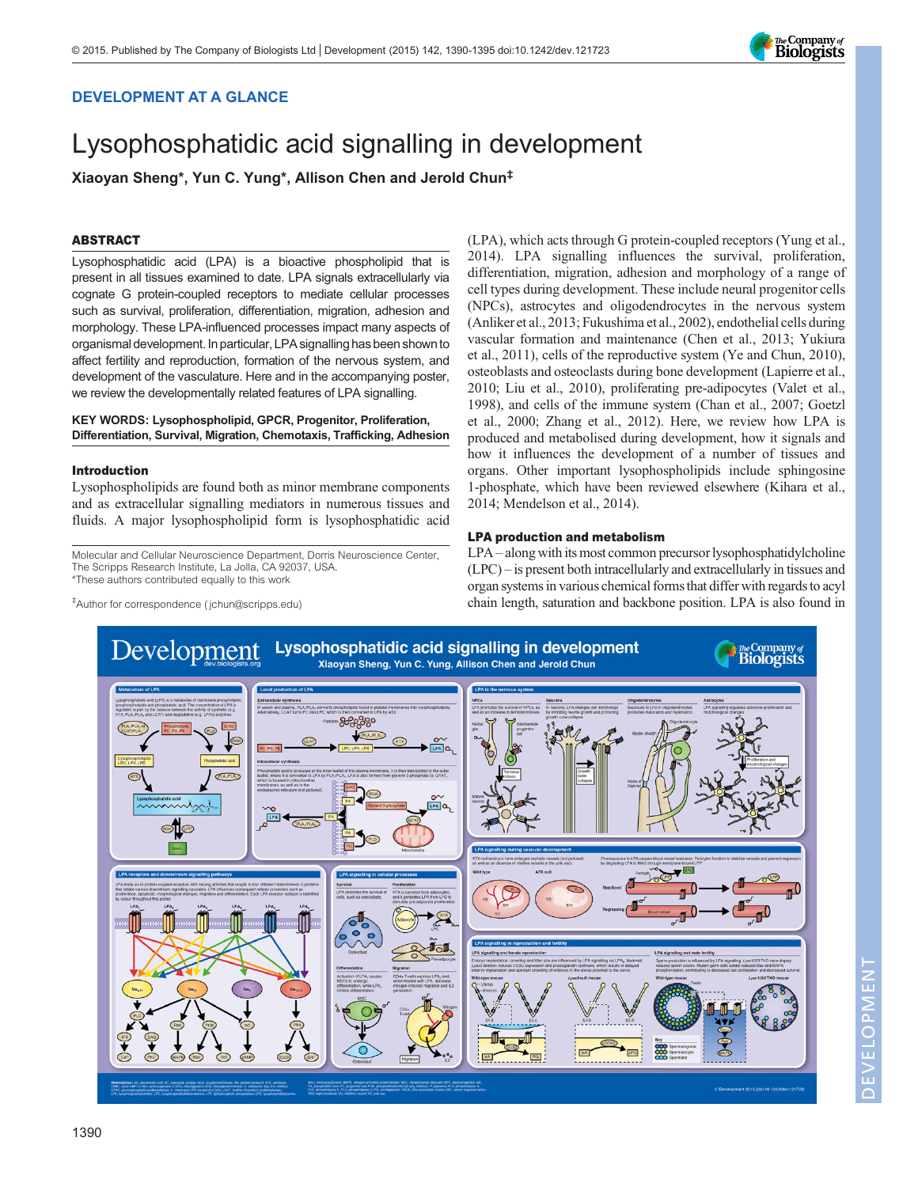DEVELOPMENT AT A GLANCE

# Lysophosphatidic acid signalling in development

**Xiaoyan Sheng\*, Yun C. Yung\*, Allison Chen and Jerold Chun‡**

## ABSTRACT

Lysophosphatidic acid (LPA) is a bioactive phospholipid that is present in all tissues examined to date. LPA signals extracellularly via cognate G protein-coupled receptors to mediate cellular processes such as survival, proliferation, differentiation, migration, adhesion and morphology. These LPA-influenced processes impact many aspects of organismal development. In particular, LPA signalling has been shown to affect fertility and reproduction, formation of the nervous system, and development of the vasculature. Here and in the accompanying poster, we review the developmentally related features of LPA signalling.

**KEY WORDS: Lysophospholipid, GPCR, Progenitor, Proliferation, Differentiation, Survival, Migration, Chemotaxis, Trafficking, Adhesion**

## Introduction

Lysophospholipids are found both as minor membrane components and as extracellular signalling mediators in numerous tissues and fluids. A major lysophospholipid form is lysophosphatidic acid (LPA), which acts through G protein-coupled receptors (Yung et al., 2014). LPA signalling influences the survival, proliferation, differentiation, migration, adhesion and morphology of a range of cell types during development. These include neural progenitor cells (NPCs), astrocytes and oligodendrocytes in the nervous system (Anliker et al., 2013; Fukushima et al., 2002), endothelial cells during vascular formation and maintenance (Chen et al., 2013; Yukiura et al., 2011), cells of the reproductive system (Ye and Chun, 2010), osteoblasts and osteoclasts during bone development (Lapierre et al., 2010; Liu et al., 2010), proliferating pre-adipocytes (Valet et al., 1998), and cells of the immune system (Chan et al., 2007; Goetzl et al., 2000; Zhang et al., 2012). Here, we review how LPA is produced and metabolised during development, how it signals and how it influences the development of a number of tissues and organs. Other important lysophospholipids include sphingosine 1-phosphate, which have been reviewed elsewhere (Kihara et al., 2014; Mendelson et al., 2014).

## LPA production and metabolism

LPA – along with its most common precursor lysophosphatidylcholine (LPC) – is present both intracellularly and extracellularly in tissues and organ systems in various chemical forms that differ with regards to acyl chain length, saturation and backbone position. LPA is also found in

Molecular and Cellular Neuroscience Department, Dorris Neuroscience Center, The Scripps Research Institute, La Jolla, CA 92037, USA.
\*These authors contributed equally to this work

‡Author for correspondence (jchun@scripps.edu)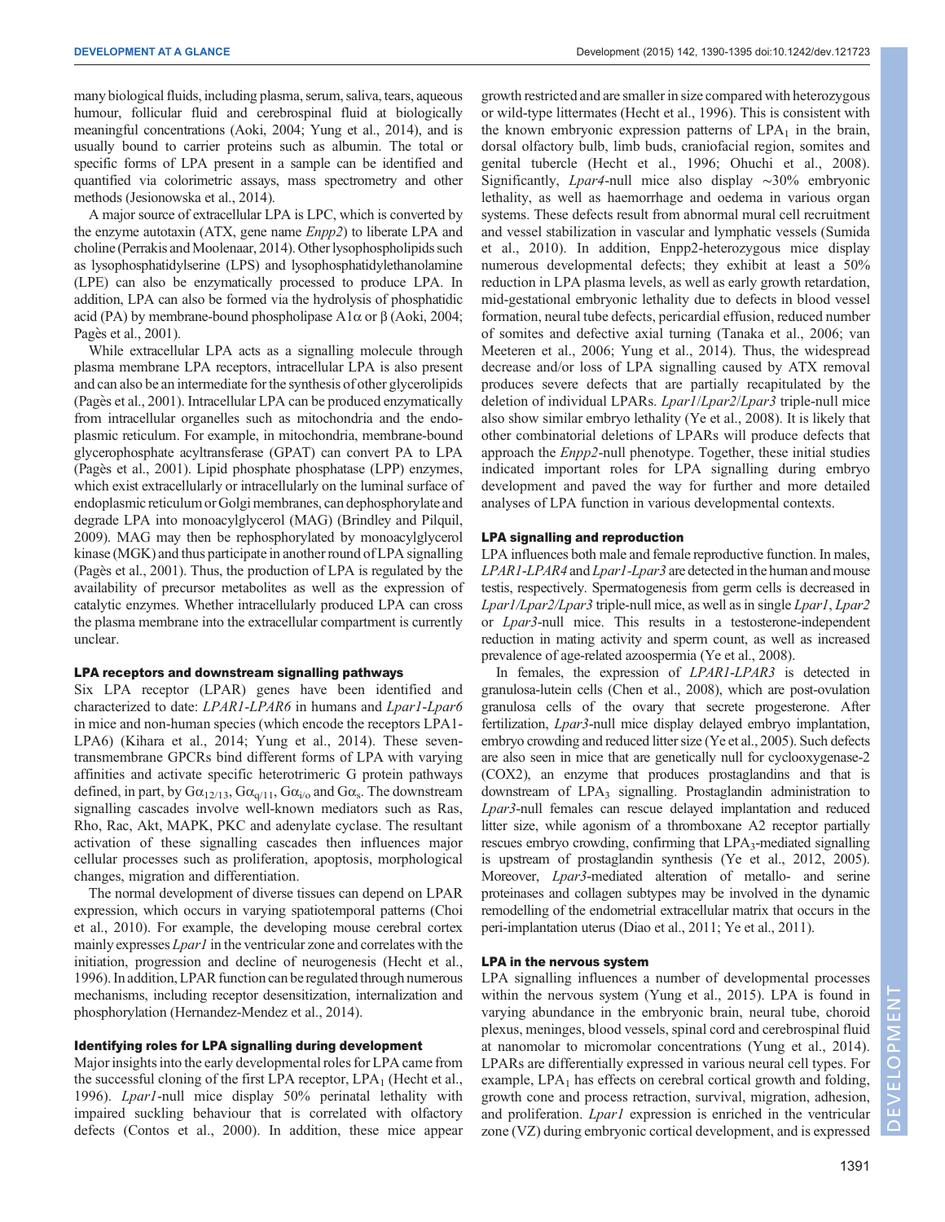many biological fluids, including plasma, serum, saliva, tears, aqueous humour, follicular fluid and cerebrospinal fluid at biologically meaningful concentrations (Aoki, 2004; Yung et al., 2014), and is usually bound to carrier proteins such as albumin. The total or specific forms of LPA present in a sample can be identified and quantified via colorimetric assays, mass spectrometry and other methods (Jesionowska et al., 2014).

A major source of extracellular LPA is LPC, which is converted by the enzyme autotaxin (ATX, gene name *Enpp2*) to liberate LPA and choline (Perrakis and Moolenaar, 2014). Other lysophospholipids such as lysophosphatidylserine (LPS) and lysophosphatidylethanolamine (LPE) can also be enzymatically processed to produce LPA. In addition, LPA can also be formed via the hydrolysis of phosphatidic acid (PA) by membrane-bound phospholipase A1α or β (Aoki, 2004; Pagès et al., 2001).

While extracellular LPA acts as a signalling molecule through plasma membrane LPA receptors, intracellular LPA is also present and can also be an intermediate for the synthesis of other glycerolipids (Pagès et al., 2001). Intracellular LPA can be produced enzymatically from intracellular organelles such as mitochondria and the endoplasmic reticulum. For example, in mitochondria, membrane-bound glycerophosphate acyltransferase (GPAT) can convert PA to LPA (Pagès et al., 2001). Lipid phosphate phosphatase (LPP) enzymes, which exist extracellularly or intracellularly on the luminal surface of endoplasmic reticulum or Golgi membranes, can dephosphorylate and degrade LPA into monoacylglycerol (MAG) (Brindley and Pilquil, 2009). MAG may then be rephosphorylated by monoacylglycerol kinase (MGK) and thus participate in another round of LPA signalling (Pagès et al., 2001). Thus, the production of LPA is regulated by the availability of precursor metabolites as well as the expression of catalytic enzymes. Whether intracellularly produced LPA can cross the plasma membrane into the extracellular compartment is currently unclear.

## LPA receptors and downstream signalling pathways

Six LPA receptor (LPAR) genes have been identified and characterized to date: *LPAR1*-*LPAR6* in humans and *Lpar1*-*Lpar6* in mice and non-human species (which encode the receptors LPA1-LPA6) (Kihara et al., 2014; Yung et al., 2014). These seven-transmembrane GPCRs bind different forms of LPA with varying affinities and activate specific heterotrimeric G protein pathways defined, in part, by $G\alpha_{12/13}$, $G\alpha_{q/11}$, $G\alpha_{i/o}$ and $G\alpha_s$. The downstream signalling cascades involve well-known mediators such as Ras, Rho, Rac, Akt, MAPK, PKC and adenylate cyclase. The resultant activation of these signalling cascades then influences major cellular processes such as proliferation, apoptosis, morphological changes, migration and differentiation.

The normal development of diverse tissues can depend on LPAR expression, which occurs in varying spatiotemporal patterns (Choi et al., 2010). For example, the developing mouse cerebral cortex mainly expresses *Lpar1* in the ventricular zone and correlates with the initiation, progression and decline of neurogenesis (Hecht et al., 1996). In addition, LPAR function can be regulated through numerous mechanisms, including receptor desensitization, internalization and phosphorylation (Hernandez-Mendez et al., 2014).

## Identifying roles for LPA signalling during development

Major insights into the early developmental roles for LPA came from the successful cloning of the first LPA receptor, $LPA_1$ (Hecht et al., 1996). *Lpar1*-null mice display 50% perinatal lethality with impaired suckling behaviour that is correlated with olfactory defects (Contos et al., 2000). In addition, these mice appear growth restricted and are smaller in size compared with heterozygous or wild-type littermates (Hecht et al., 1996). This is consistent with the known embryonic expression patterns of $LPA_1$ in the brain, dorsal olfactory bulb, limb buds, craniofacial region, somites and genital tubercle (Hecht et al., 1996; Ohuchi et al., 2008). Significantly, *Lpar4*-null mice also display ∼30% embryonic lethality, as well as haemorrhage and oedema in various organ systems. These defects result from abnormal mural cell recruitment and vessel stabilization in vascular and lymphatic vessels (Sumida et al., 2010). In addition, Enpp2-heterozygous mice display numerous developmental defects; they exhibit at least a 50% reduction in LPA plasma levels, as well as early growth retardation, mid-gestational embryonic lethality due to defects in blood vessel formation, neural tube defects, pericardial effusion, reduced number of somites and defective axial turning (Tanaka et al., 2006; van Meeteren et al., 2006; Yung et al., 2014). Thus, the widespread decrease and/or loss of LPA signalling caused by ATX removal produces severe defects that are partially recapitulated by the deletion of individual LPARs. *Lpar1*/*Lpar2*/*Lpar3* triple-null mice also show similar embryo lethality (Ye et al., 2008). It is likely that other combinatorial deletions of LPARs will produce defects that approach the *Enpp2*-null phenotype. Together, these initial studies indicated important roles for LPA signalling during embryo development and paved the way for further and more detailed analyses of LPA function in various developmental contexts.

## LPA signalling and reproduction

LPA influences both male and female reproductive function. In males, *LPAR1*-*LPAR4* and *Lpar1*-*Lpar3* are detected in the human and mouse testis, respectively. Spermatogenesis from germ cells is decreased in *Lpar1*/*Lpar2*/*Lpar3* triple-null mice, as well as in single *Lpar1*, *Lpar2* or *Lpar3*-null mice. This results in a testosterone-independent reduction in mating activity and sperm count, as well as increased prevalence of age-related azoospermia (Ye et al., 2008).

In females, the expression of *LPAR1*-*LPAR3* is detected in granulosa-lutein cells (Chen et al., 2008), which are post-ovulation granulosa cells of the ovary that secrete progesterone. After fertilization, *Lpar3*-null mice display delayed embryo implantation, embryo crowding and reduced litter size (Ye et al., 2005). Such defects are also seen in mice that are genetically null for cyclooxygenase-2 (COX2), an enzyme that produces prostaglandins and that is downstream of $LPA_3$ signalling. Prostaglandin administration to *Lpar3*-null females can rescue delayed implantation and reduced litter size, while agonism of a thromboxane A2 receptor partially rescues embryo crowding, confirming that $LPA_3$-mediated signalling is upstream of prostaglandin synthesis (Ye et al., 2012, 2005). Moreover, *Lpar3*-mediated alteration of metallo- and serine proteinases and collagen subtypes may be involved in the dynamic remodelling of the endometrial extracellular matrix that occurs in the peri-implantation uterus (Diao et al., 2011; Ye et al., 2011).

## LPA in the nervous system

LPA signalling influences a number of developmental processes within the nervous system (Yung et al., 2015). LPA is found in varying abundance in the embryonic brain, neural tube, choroid plexus, meninges, blood vessels, spinal cord and cerebrospinal fluid at nanomolar to micromolar concentrations (Yung et al., 2014). LPARs are differentially expressed in various neural cell types. For example, $LPA_1$ has effects on cerebral cortical growth and folding, growth cone and process retraction, survival, migration, adhesion, and proliferation. *Lpar1* expression is enriched in the ventricular zone (VZ) during embryonic cortical development, and is expressed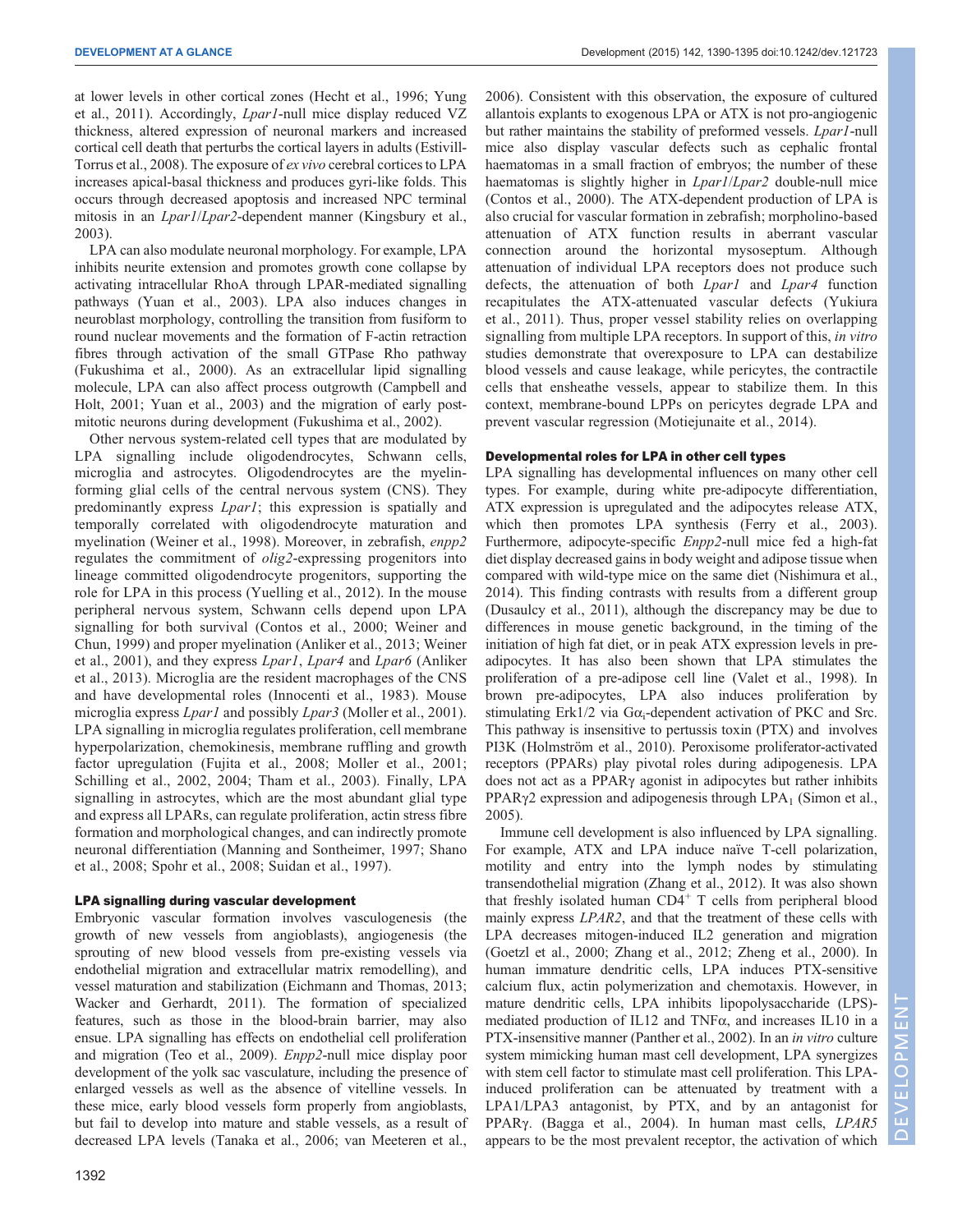at lower levels in other cortical zones (Hecht et al., 1996; Yung et al., 2011). Accordingly, *Lpar1*-null mice display reduced VZ thickness, altered expression of neuronal markers and increased cortical cell death that perturbs the cortical layers in adults (Estivill-Torrus et al., 2008). The exposure of *ex vivo* cerebral cortices to LPA increases apical-basal thickness and produces gyri-like folds. This occurs through decreased apoptosis and increased NPC terminal mitosis in an *Lpar1*/*Lpar2*-dependent manner (Kingsbury et al., 2003).

LPA can also modulate neuronal morphology. For example, LPA inhibits neurite extension and promotes growth cone collapse by activating intracellular RhoA through LPAR-mediated signalling pathways (Yuan et al., 2003). LPA also induces changes in neuroblast morphology, controlling the transition from fusiform to round nuclear movements and the formation of F-actin retraction fibres through activation of the small GTPase Rho pathway (Fukushima et al., 2000). As an extracellular lipid signalling molecule, LPA can also affect process outgrowth (Campbell and Holt, 2001; Yuan et al., 2003) and the migration of early post-mitotic neurons during development (Fukushima et al., 2002).

Other nervous system-related cell types that are modulated by LPA signalling include oligodendrocytes, Schwann cells, microglia and astrocytes. Oligodendrocytes are the myelin-forming glial cells of the central nervous system (CNS). They predominantly express *Lpar1*; this expression is spatially and temporally correlated with oligodendrocyte maturation and myelination (Weiner et al., 1998). Moreover, in zebrafish, *enpp2* regulates the commitment of *olig2*-expressing progenitors into lineage committed oligodendrocyte progenitors, supporting the role for LPA in this process (Yuelling et al., 2012). In the mouse peripheral nervous system, Schwann cells depend upon LPA signalling for both survival (Contos et al., 2000; Weiner and Chun, 1999) and proper myelination (Anliker et al., 2013; Weiner et al., 2001), and they express *Lpar1*, *Lpar4* and *Lpar6* (Anliker et al., 2013). Microglia are the resident macrophages of the CNS and have developmental roles (Innocenti et al., 1983). Mouse microglia express *Lpar1* and possibly *Lpar3* (Moller et al., 2001). LPA signalling in microglia regulates proliferation, cell membrane hyperpolarization, chemokinesis, membrane ruffling and growth factor upregulation (Fujita et al., 2008; Moller et al., 2001; Schilling et al., 2002, 2004; Tham et al., 2003). Finally, LPA signalling in astrocytes, which are the most abundant glial type and express all LPARs, can regulate proliferation, actin stress fibre formation and morphological changes, and can indirectly promote neuronal differentiation (Manning and Sontheimer, 1997; Shano et al., 2008; Spohr et al., 2008; Suidan et al., 1997).

### LPA signalling during vascular development

Embryonic vascular formation involves vasculogenesis (the growth of new vessels from angioblasts), angiogenesis (the sprouting of new blood vessels from pre-existing vessels via endothelial migration and extracellular matrix remodelling), and vessel maturation and stabilization (Eichmann and Thomas, 2013; Wacker and Gerhardt, 2011). The formation of specialized features, such as those in the blood-brain barrier, may also ensue. LPA signalling has effects on endothelial cell proliferation and migration (Teo et al., 2009). *Enpp2*-null mice display poor development of the yolk sac vasculature, including the presence of enlarged vessels as well as the absence of vitelline vessels. In these mice, early blood vessels form properly from angioblasts, but fail to develop into mature and stable vessels, as a result of decreased LPA levels (Tanaka et al., 2006; van Meeteren et al., 2006). Consistent with this observation, the exposure of cultured allantois explants to exogenous LPA or ATX is not pro-angiogenic but rather maintains the stability of preformed vessels. *Lpar1*-null mice also display vascular defects such as cephalic frontal haematomas in a small fraction of embryos; the number of these haematomas is slightly higher in *Lpar1*/*Lpar2* double-null mice (Contos et al., 2000). The ATX-dependent production of LPA is also crucial for vascular formation in zebrafish; morpholino-based attenuation of ATX function results in aberrant vascular connection around the horizontal mysoseptum. Although attenuation of individual LPA receptors does not produce such defects, the attenuation of both *Lpar1* and *Lpar4* function recapitulates the ATX-attenuated vascular defects (Yukiura et al., 2011). Thus, proper vessel stability relies on overlapping signalling from multiple LPA receptors. In support of this, *in vitro* studies demonstrate that overexposure to LPA can destabilize blood vessels and cause leakage, while pericytes, the contractile cells that ensheathe vessels, appear to stabilize them. In this context, membrane-bound LPPs on pericytes degrade LPA and prevent vascular regression (Motiejunaite et al., 2014).

### Developmental roles for LPA in other cell types

LPA signalling has developmental influences on many other cell types. For example, during white pre-adipocyte differentiation, ATX expression is upregulated and the adipocytes release ATX, which then promotes LPA synthesis (Ferry et al., 2003). Furthermore, adipocyte-specific *Enpp2*-null mice fed a high-fat diet display decreased gains in body weight and adipose tissue when compared with wild-type mice on the same diet (Nishimura et al., 2014). This finding contrasts with results from a different group (Dusaulcy et al., 2011), although the discrepancy may be due to differences in mouse genetic background, in the timing of the initiation of high fat diet, or in peak ATX expression levels in pre-adipocytes. It has also been shown that LPA stimulates the proliferation of a pre-adipose cell line (Valet et al., 1998). In brown pre-adipocytes, LPA also induces proliferation by stimulating Erk1/2 via $G\alpha_i$-dependent activation of PKC and Src. This pathway is insensitive to pertussis toxin (PTX) and involves PI3K (Holmström et al., 2010). Peroxisome proliferator-activated receptors (PPARs) play pivotal roles during adipogenesis. LPA does not act as a PPARγ agonist in adipocytes but rather inhibits PPARγ2 expression and adipogenesis through $LPA_1$ (Simon et al., 2005).

Immune cell development is also influenced by LPA signalling. For example, ATX and LPA induce naïve T-cell polarization, motility and entry into the lymph nodes by stimulating transendothelial migration (Zhang et al., 2012). It was also shown that freshly isolated human $CD4^+$ T cells from peripheral blood mainly express *LPAR2*, and that the treatment of these cells with LPA decreases mitogen-induced IL2 generation and migration (Goetzl et al., 2000; Zhang et al., 2012; Zheng et al., 2000). In human immature dendritic cells, LPA induces PTX-sensitive calcium flux, actin polymerization and chemotaxis. However, in mature dendritic cells, LPA inhibits lipopolysaccharide (LPS)-mediated production of IL12 and TNFα, and increases IL10 in a PTX-insensitive manner (Panther et al., 2002). In an *in vitro* culture system mimicking human mast cell development, LPA synergizes with stem cell factor to stimulate mast cell proliferation. This LPA-induced proliferation can be attenuated by treatment with a LPA1/LPA3 antagonist, by PTX, and by an antagonist for PPARγ. (Bagga et al., 2004). In human mast cells, *LPAR5* appears to be the most prevalent receptor, the activation of which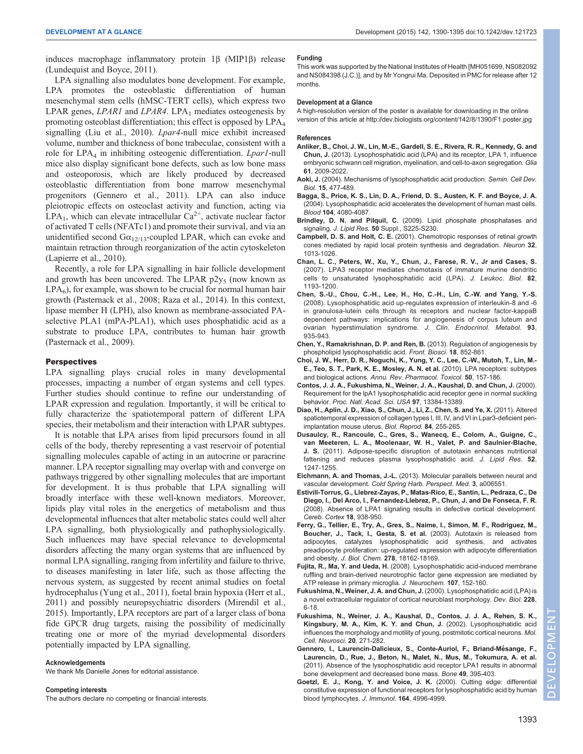induces macrophage inflammatory protein 1β (MIP1β) release (Lundequist and Boyce, 2011).

LPA signalling also modulates bone development. For example, LPA promotes the osteoblastic differentiation of human mesenchymal stem cells (hMSC-TERT cells), which express two LPAR genes, *LPAR1* and *LPAR4*. $LPA_1$ mediates osteogenesis by promoting osteoblast differentiation; this effect is opposed by $LPA_4$ signalling (Liu et al., 2010). *Lpar4*-null mice exhibit increased volume, number and thickness of bone trabeculae, consistent with a role for $LPA_4$ in inhibiting osteogenic differentiation. *Lpar1*-null mice also display significant bone defects, such as low bone mass and osteoporosis, which are likely produced by decreased osteoblastic differentiation from bone marrow mesenchymal progenitors (Gennero et al., 2011). LPA can also induce pleiotropic effects on osteoclast activity and function, acting via $LPA_1$, which can elevate intracellular $Ca^{2+}$, activate nuclear factor of activated T cells (NFATc1) and promote their survival, and via an unidentified second $G\alpha_{12/13}$-coupled LPAR, which can evoke and maintain retraction through reorganization of the actin cytoskeleton (Lapierre et al., 2010).

Recently, a role for LPA signalling in hair follicle development and growth has been uncovered. The LPAR $p2y_5$ (now known as $LPA_6$), for example, was shown to be crucial for normal human hair growth (Pasternack et al., 2008; Raza et al., 2014). In this context, lipase member H (LPH), also known as membrane-associated PA-selective PLA1 (mPA-PLA1), which uses phosphatidic acid as a substrate to produce LPA, contributes to human hair growth (Pasternack et al., 2009).

## Perspectives

LPA signalling plays crucial roles in many developmental processes, impacting a number of organ systems and cell types. Further studies should continue to refine our understanding of LPAR expression and regulation. Importantly, it will be critical to fully characterize the spatiotemporal pattern of different LPA species, their metabolism and their interaction with LPAR subtypes.

It is notable that LPA arises from lipid precursors found in all cells of the body, thereby representing a vast reservoir of potential signalling molecules capable of acting in an autocrine or paracrine manner. LPA receptor signalling may overlap with and converge on pathways triggered by other signalling molecules that are important for development. It is thus probable that LPA signalling will broadly interface with these well-known mediators. Moreover, lipids play vital roles in the energetics of metabolism and thus developmental influences that alter metabolic states could well alter LPA signalling, both physiologically and pathophysiologically. Such influences may have special relevance to developmental disorders affecting the many organ systems that are influenced by normal LPA signalling, ranging from infertility and failure to thrive, to diseases manifesting in later life, such as those affecting the nervous system, as suggested by recent animal studies on foetal hydrocephalus (Yung et al., 2011), foetal brain hypoxia (Herr et al., 2011) and possibly neuropsychiatric disorders (Mirendil et al., 2015). Importantly, LPA receptors are part of a larger class of bona fide GPCR drug targets, raising the possibility of medicinally treating one or more of the myriad developmental disorders potentially impacted by LPA signalling.

#### Acknowledgements

We thank Ms Danielle Jones for editorial assistance.

#### Competing interests

The authors declare no competing or financial interests.

#### Funding

This work was supported by the National Institutes of Health [MH051699, NS082092 and NS084398 (J.C.)], and by Mr Yongrui Ma. Deposited in PMC for release after 12 months.

#### Development at a Glance

A high-resolution version of the poster is available for downloading in the online version of this article at http://dev.biologists.org/content/142/8/1390/F1.poster.jpg

#### References

**Anliker, B., Choi, J. W., Lin, M.-E., Gardell, S. E., Rivera, R. R., Kennedy, G. and Chun, J.** (2013). Lysophosphatidic acid (LPA) and its receptor, LPA 1, influence embryonic schwann cell migration, myelination, and cell-to-axon segregation. *Glia* **61**, 2009-2022.

**Aoki, J.** (2004). Mechanisms of lysophosphatidic acid production. *Semin. Cell Dev. Biol.* **15**, 477-489.

**Bagga, S., Price, K. S., Lin, D. A., Friend, D. S., Austen, K. F. and Boyce, J. A.** (2004). Lysophosphatidic acid accelerates the development of human mast cells. *Blood* **104**, 4080-4087.

**Brindley, D. N. and Pilquil, C.** (2009). Lipid phosphate phosphatases and signaling. *J. Lipid Res.* **50** Suppl., S225-S230.

**Campbell, D. S. and Holt, C. E.** (2001). Chemotropic responses of retinal growth cones mediated by rapid local protein synthesis and degradation. *Neuron* **32**, 1013-1026.

**Chan, L. C., Peters, W., Xu, Y., Chun, J., Farese, R. V., Jr and Cases, S.** (2007). LPA3 receptor mediates chemotaxis of immature murine dendritic cells to unsaturated lysophosphatidic acid (LPA). *J. Leukoc. Biol.* **82**, 1193-1200.

**Chen, S.-U., Chou, C.-H., Lee, H., Ho, C.-H., Lin, C.-W. and Yang, Y.-S.** (2008). Lysophosphatidic acid up-regulates expression of interleukin-8 and -6 in granulosa-lutein cells through its receptors and nuclear factor-kappaB dependent pathways: implications for angiogenesis of corpus luteum and ovarian hyperstimulation syndrome. *J. Clin. Endocrinol. Metabol.* **93**, 935-943.

**Chen, Y., Ramakrishnan, D. P. and Ren, B.** (2013). Regulation of angiogenesis by phospholipid lysophosphatidic acid. *Front. Biosci.* **18**, 852-861.

**Choi, J. W., Herr, D. R., Noguchi, K., Yung, Y. C., Lee, C.-W., Mutoh, T., Lin, M.-E., Teo, S. T., Park, K. E., Mosley, A. N. et al.** (2010). LPA receptors: subtypes and biological actions. *Annu. Rev. Pharmacol. Toxicol.* **50**, 157-186.

**Contos, J. J. A., Fukushima, N., Weiner, J. A., Kaushal, D. and Chun, J.** (2000). Requirement for the lpA1 lysophosphatidic acid receptor gene in normal suckling behavior. *Proc. Natl. Acad. Sci. USA* **97**, 13384-13389.

**Diao, H., Aplin, J. D., Xiao, S., Chun, J., Li, Z., Chen, S. and Ye, X.** (2011). Altered spatiotemporal expression of collagen types I, III, IV, and VI in Lpar3-deficient peri-implantation mouse uterus. *Biol. Reprod.* **84**, 255-265.

**Dusaulcy, R., Rancoule, C., Gres, S., Wanecq, E., Colom, A., Guigne, C., van Meeteren, L. A., Moolenaar, W. H., Valet, P. and Saulnier-Blache, J. S.** (2011). Adipose-specific disruption of autotaxin enhances nutritional fattening and reduces plasma lysophosphatidic acid. *J. Lipid Res.* **52**, 1247-1255.

**Eichmann, A. and Thomas, J.-L.** (2013). Molecular parallels between neural and vascular development. *Cold Spring Harb. Perspect. Med.* **3**, a006551.

**Estivill-Torrus, G., Llebrez-Zayas, P., Matas-Rico, E., Santin, L., Pedraza, C., De Diego, I., Del Arco, I., Fernandez-Llebrez, P., Chun, J. and De Fonseca, F. R.** (2008). Absence of LPA1 signaling results in defective cortical development. *Cereb. Cortex* **18**, 938-950.

**Ferry, G., Tellier, E., Try, A., Gres, S., Naime, I., Simon, M. F., Rodriguez, M., Boucher, J., Tack, I., Gesta, S. et al.** (2003). Autotaxin is released from adipocytes, catalyzes lysophosphatidic acid synthesis, and activates preadipocyte proliferation: up-regulated expression with adipocyte differentiation and obesity. *J. Biol. Chem.* **278**, 18162-18169.

**Fujita, R., Ma, Y. and Ueda, H.** (2008). Lysophosphatidic acid-induced membrane ruffling and brain-derived neurotrophic factor gene expression are mediated by ATP release in primary microglia. *J. Neurochem.* **107**, 152-160.

**Fukushima, N., Weiner, J. A. and Chun, J.** (2000). Lysophosphatidic acid (LPA) is a novel extracellular regulator of cortical neuroblast morphology. *Dev. Biol.* **228**, 6-18.

**Fukushima, N., Weiner, J. A., Kaushal, D., Contos, J. J. A., Rehen, S. K., Kingsbury, M. A., Kim, K. Y. and Chun, J.** (2002). Lysophosphatidic acid influences the morphology and motility of young, postmitotic cortical neurons. *Mol. Cell. Neurosci.* **20**, 271-282.

**Gennero, I., Laurencin-Dalicieux, S., Conte-Auriol, F., Briand-Mésange, F., Laurencin, D., Rue, J., Beton, N., Malet, N., Mus, M., Tokumura, A. et al.** (2011). Absence of the lysophosphatidic acid receptor LPA1 results in abnormal bone development and decreased bone mass. *Bone* **49**, 395-403.

**Goetzl, E. J., Kong, Y. and Voice, J. K.** (2000). Cutting edge: differential constitutive expression of functional receptors for lysophosphatidic acid by human blood lymphocytes. *J. Immunol.* **164**, 4996-4999.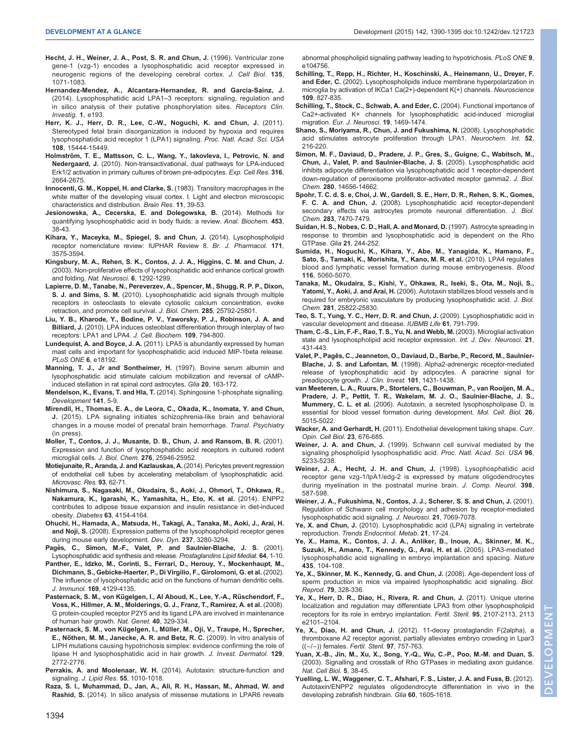**Hecht, J. H., Weiner, J. A., Post, S. R. and Chun, J.** (1996). Ventricular zone gene-1 (vzg-1) encodes a lysophosphatidic acid receptor expressed in neurogenic regions of the developing cerebral cortex. *J. Cell Biol.* **135**, 1071-1083.

**Hernandez-Mendez, A., Alcantara-Hernandez, R. and Garcia-Sainz, J.** (2014). Lysophosphatidic acid LPA1–3 receptors: signaling, regulation and in silico analysis of their putative phosphorylation sites. *Receptors Clin. Investig.* **1**, e193.

**Herr, K. J., Herr, D. R., Lee, C.-W., Noguchi, K. and Chun, J.** (2011). Stereotyped fetal brain disorganization is induced by hypoxia and requires lysophosphatidic acid receptor 1 (LPA1) signaling. *Proc. Natl. Acad. Sci. USA* **108**, 15444-15449.

**Holmström, T. E., Mattsson, C. L., Wang, Y., Iakovleva, I., Petrovic, N. and Nedergaard, J.** (2010). Non-transactivational, dual pathways for LPA-induced Erk1/2 activation in primary cultures of brown pre-adipocytes. *Exp. Cell Res.* **316**, 2664-2675.

**Innocenti, G. M., Koppel, H. and Clarke, S.** (1983). Transitory macrophages in the white matter of the developing visual cortex. I. Light and electron microscopic characteristics and distribution. *Brain Res.* **11**, 39-53.

**Jesionowska, A., Cecerska, E. and Dolegowska, B.** (2014). Methods for quantifying lysophosphatidic acid in body fluids: a review. *Anal. Biochem.* **453**, 38-43.

**Kihara, Y., Maceyka, M., Spiegel, S. and Chun, J.** (2014). Lysophospholipid receptor nomenclature review: IUPHAR Review 8. *Br. J. Pharmacol.* **171**, 3575-3594.

**Kingsbury, M. A., Rehen, S. K., Contos, J. J. A., Higgins, C. M. and Chun, J.** (2003). Non-proliferative effects of lysophosphatidic acid enhance cortical growth and folding. *Nat. Neurosci.* **6**, 1292-1299.

**Lapierre, D. M., Tanabe, N., Pereverzev, A., Spencer, M., Shugg, R. P. P., Dixon, S. J. and Sims, S. M.** (2010). Lysophosphatidic acid signals through multiple receptors in osteoclasts to elevate cytosolic calcium concentration, evoke retraction, and promote cell survival. *J. Biol. Chem.* **285**, 25792-25801.

**Liu, Y. B., Kharode, Y., Bodine, P. V., Yaworsky, P. J., Robinson, J. A. and Billiard, J.** (2010). LPA induces osteoblast differentiation through interplay of two receptors: LPA1 and LPA4. *J. Cell. Biochem.* **109**, 794-800.

**Lundequist, A. and Boyce, J. A.** (2011). LPA5 is abundantly expressed by human mast cells and important for lysophosphatidic acid induced MIP-1beta release. *PLoS ONE* **6**, e18192.

**Manning, T. J., Jr and Sontheimer, H.** (1997). Bovine serum albumin and lysophosphatidic acid stimulate calcium mobilization and reversal of cAMP-induced stellation in rat spinal cord astrocytes. *Glia* **20**, 163-172.

**Mendelson, K., Evans, T. and Hla, T.** (2014). Sphingosine 1-phosphate signalling. *Development* **141**, 5-9.

**Mirendil, H., Thomas, E. A., de Leora, C., Okada, K., Inomata, Y. and Chun, J.** (2015). LPA signaling initiates schizophrenia-like brain and behavioral changes in a mouse model of prenatal brain hemorrhage. *Transl. Psychiatry* (in press).

**Moller, T., Contos, J. J., Musante, D. B., Chun, J. and Ransom, B. R.** (2001). Expression and function of lysophosphatidic acid receptors in cultured rodent microglial cells. *J. Biol. Chem.* **276**, 25946-25952.

**Motiejunaite, R., Aranda, J. and Kazlauskas, A.** (2014). Pericytes prevent regression of endothelial cell tubes by accelerating metabolism of lysophosphatidic acid. *Microvasc. Res.* **93**, 62-71.

**Nishimura, S., Nagasaki, M., Okudaira, S., Aoki, J., Ohmori, T., Ohkawa, R., Nakamura, K., Igarashi, K., Yamashita, H., Eto, K. et al.** (2014). ENPP2 contributes to adipose tissue expansion and insulin resistance in diet-induced obesity. *Diabetes* **63**, 4154-4164.

**Ohuchi, H., Hamada, A., Matsuda, H., Takagi, A., Tanaka, M., Aoki, J., Arai, H. and Noji, S.** (2008). Expression patterns of the lysophospholipid receptor genes during mouse early development. *Dev. Dyn.* **237**, 3280-3294.

**Pagès, C., Simon, M.-F., Valet, P. and Saulnier-Blache, J. S.** (2001). Lysophosphatidic acid synthesis and release. *Prostaglandins Lipid Mediat.* **64**, 1-10.

**Panther, E., Idzko, M., Corinti, S., Ferrari, D., Herouy, Y., Mockenhaupt, M., Dichmann, S., Gebicke-Haerter, P., Di Virgilio, F., Girolomoni, G. et al.** (2002). The influence of lysophosphatidic acid on the functions of human dendritic cells. *J. Immunol.* **169**, 4129-4135.

**Pasternack, S. M., von Kügelgen, I., Al Aboud, K., Lee, Y.-A., Rüschendorf, F., Voss, K., Hillmer, A. M., Molderings, G. J., Franz, T., Ramirez, A. et al.** (2008). G protein-coupled receptor P2Y5 and its ligand LPA are involved in maintenance of human hair growth. *Nat. Genet.* **40**, 329-334.

**Pasternack, S. M., von Kügelgen, I., Müller, M., Oji, V., Traupe, H., Sprecher, E., Nöthen, M. M., Janecke, A. R. and Betz, R. C.** (2009). In vitro analysis of LIPH mutations causing hypotrichosis simplex: evidence confirming the role of lipase H and lysophosphatidic acid in hair growth. *J. Invest. Dermatol.* **129**, 2772-2776.

**Perrakis, A. and Moolenaar, W. H.** (2014). Autotaxin: structure-function and signaling. *J. Lipid Res.* **55**, 1010-1018.

**Raza, S. I., Muhammad, D., Jan, A., Ali, R. H., Hassan, M., Ahmad, W. and Rashid, S.** (2014). In silico analysis of missense mutations in LPAR6 reveals abnormal phospholipid signaling pathway leading to hypotrichosis. *PLoS ONE* **9**, e104756.

**Schilling, T., Repp, H., Richter, H., Koschinski, A., Heinemann, U., Dreyer, F. and Eder, C.** (2002). Lysophospholipids induce membrane hyperpolarization in microglia by activation of IKCa1 Ca(2+)-dependent K(+) channels. *Neuroscience* **109**, 827-835.

**Schilling, T., Stock, C., Schwab, A. and Eder, C.** (2004). Functional importance of Ca2+-activated K+ channels for lysophosphatidic acid-induced microglial migration. *Eur. J. Neurosci.* **19**, 1469-1474.

**Shano, S., Moriyama, R., Chun, J. and Fukushima, N.** (2008). Lysophosphatidic acid stimulates astrocyte proliferation through LPA1. *Neurochem. Int.* **52**, 216-220.

**Simon, M. F., Daviaud, D., Pradere, J. P., Gres, S., Guigne, C., Wabitsch, M., Chun, J., Valet, P. and Saulnier-Blache, J. S.** (2005). Lysophosphatidic acid inhibits adipocyte differentiation via lysophosphatidic acid 1 receptor-dependent down-regulation of peroxisome proliferator-activated receptor gamma2. *J. Biol. Chem.* **280**, 14656-14662.

**Spohr, T. C. d. S. e, Choi, J. W., Gardell, S. E., Herr, D. R., Rehen, S. K., Gomes, F. C. A. and Chun, J.** (2008). Lysophosphatidic acid receptor-dependent secondary effects via astrocytes promote neuronal differentiation. *J. Biol. Chem.* **283**, 7470-7479.

**Suidan, H. S., Nobes, C. D., Hall, A. and Monard, D.** (1997). Astrocyte spreading in response to thrombin and lysophosphatidic acid is dependent on the Rho GTPase. *Glia* **21**, 244-252.

**Sumida, H., Noguchi, K., Kihara, Y., Abe, M., Yanagida, K., Hamano, F., Sato, S., Tamaki, K., Morishita, Y., Kano, M. R. et al.** (2010). LPA4 regulates blood and lymphatic vessel formation during mouse embryogenesis. *Blood* **116**, 5060-5070.

**Tanaka, M., Okudaira, S., Kishi, Y., Ohkawa, R., Iseki, S., Ota, M., Noji, S., Yatomi, Y., Aoki, J. and Arai, H.** (2006). Autotaxin stabilizes blood vessels and is required for embryonic vasculature by producing lysophosphatidic acid. *J. Biol. Chem.* **281**, 25822-25830.

**Teo, S. T., Yung, Y. C., Herr, D. R. and Chun, J.** (2009). Lysophosphatidic acid in vascular development and disease. *IUBMB Life* **61**, 791-799.

**Tham, C.-S., Lin, F.-F., Rao, T. S., Yu, N. and Webb, M.** (2003). Microglial activation state and lysophospholipid acid receptor expression. *Int. J. Dev. Neurosci.* **21**, 431-443.

**Valet, P., Pagès, C., Jeanneton, O., Daviaud, D., Barbe, P., Record, M., Saulnier-Blache, J. S. and Lafontan, M.** (1998). Alpha2-adrenergic receptor-mediated release of lysophosphatidic acid by adipocytes. A paracrine signal for preadipocyte growth. *J. Clin. Invest.* **101**, 1431-1438.

**van Meeteren, L. A., Ruurs, P., Stortelers, C., Bouwman, P., van Rooijen, M. A., Pradere, J. P., Pettit, T. R., Wakelam, M. J. O., Saulnier-Blache, J. S., Mummery, C. L. et al.** (2006). Autotaxin, a secreted lysophospholipase D, is essential for blood vessel formation during development. *Mol. Cell. Biol.* **26**, 5015-5022.

**Wacker, A. and Gerhardt, H.** (2011). Endothelial development taking shape. *Curr. Opin. Cell Biol.* **23**, 676-685.

**Weiner, J. A. and Chun, J.** (1999). Schwann cell survival mediated by the signaling phospholipid lysophosphatidic acid. *Proc. Natl. Acad. Sci. USA* **96**, 5233-5238.

**Weiner, J. A., Hecht, J. H. and Chun, J.** (1998). Lysophosphatidic acid receptor gene vzg-1/lpA1/edg-2 is expressed by mature oligodendrocytes during myelination in the postnatal murine brain. *J. Comp. Neurol.* **398**, 587-598.

**Weiner, J. A., Fukushima, N., Contos, J. J., Scherer, S. S. and Chun, J.** (2001). Regulation of Schwann cell morphology and adhesion by receptor-mediated lysophosphatidic acid signaling. *J. Neurosci.* **21**, 7069-7078.

**Ye, X. and Chun, J.** (2010). Lysophosphatidic acid (LPA) signaling in vertebrate reproduction. *Trends Endocrinol. Metab.* **21**, 17-24.

**Ye, X., Hama, K., Contos, J. J. A., Anliker, B., Inoue, A., Skinner, M. K., Suzuki, H., Amano, T., Kennedy, G., Arai, H. et al.** (2005). LPA3-mediated lysophosphatidic acid signalling in embryo implantation and spacing. *Nature* **435**, 104-108.

**Ye, X., Skinner, M. K., Kennedy, G. and Chun, J.** (2008). Age-dependent loss of sperm production in mice via impaired lysophosphatidic acid signaling. *Biol. Reprod.* **79**, 328-336.

**Ye, X., Herr, D. R., Diao, H., Rivera, R. and Chun, J.** (2011). Unique uterine localization and regulation may differentiate LPA3 from other lysophospholipid receptors for its role in embryo implantation. *Fertil. Steril.* **95**, 2107-2113, 2113 e2101–2104.

**Ye, X., Diao, H. and Chun, J.** (2012). 11-deoxy prostaglandin F(2alpha), a thromboxane A2 receptor agonist, partially alleviates embryo crowding in Lpar3 ((−/−)) females. *Fertil. Steril.* **97**, 757-763.

**Yuan, X.-B., Jin, M., Xu, X., Song, Y.-Q., Wu, C.-P., Poo, M.-M. and Duan, S.** (2003). Signalling and crosstalk of Rho GTPases in mediating axon guidance. *Nat. Cell Biol.* **5**, 38-45.

**Yuelling, L. W., Waggener, C. T., Afshari, F. S., Lister, J. A. and Fuss, B.** (2012). Autotaxin/ENPP2 regulates oligodendrocyte differentiation in vivo in the developing zebrafish hindbrain. *Glia* **60**, 1605-1618.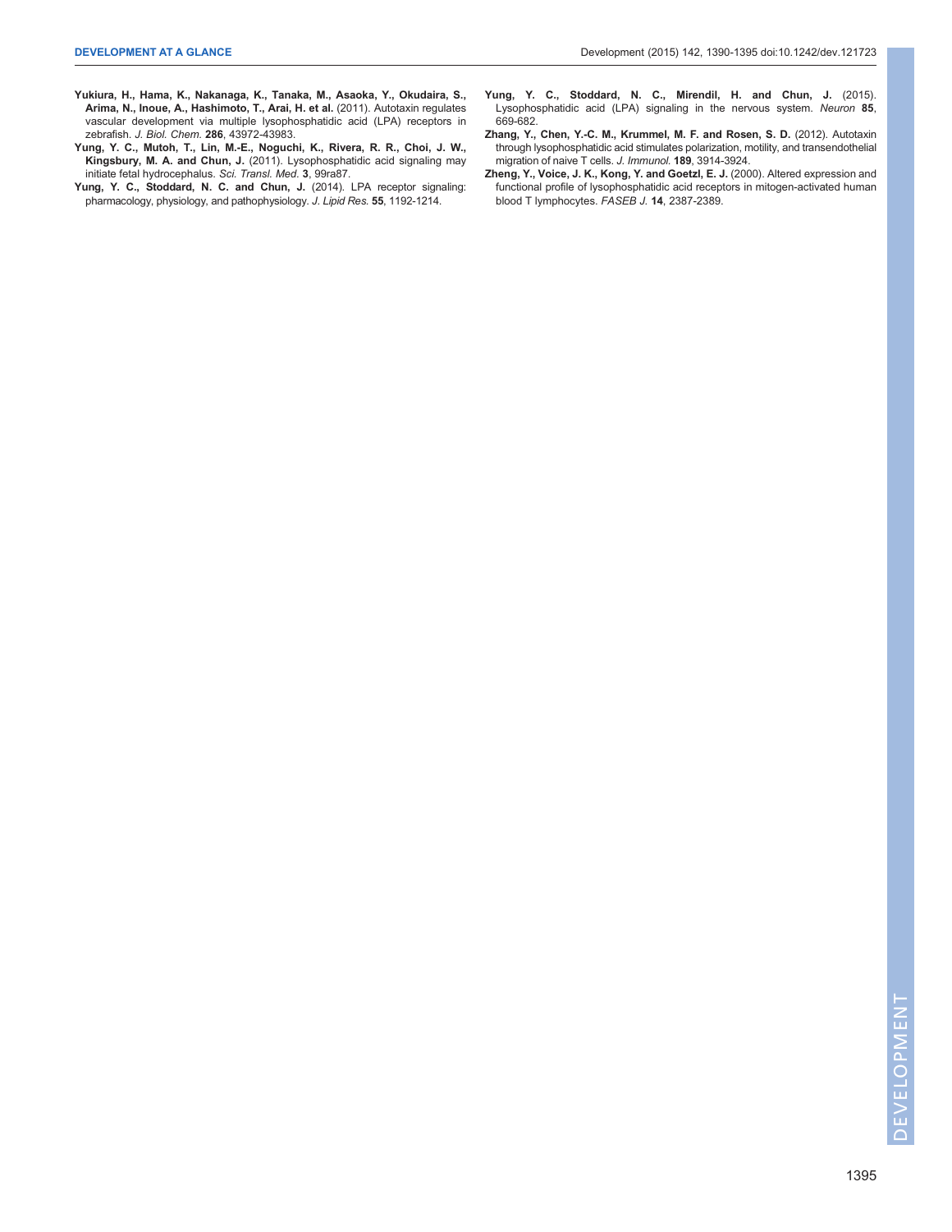**Yukiura, H., Hama, K., Nakanaga, K., Tanaka, M., Asaoka, Y., Okudaira, S., Arima, N., Inoue, A., Hashimoto, T., Arai, H. et al.** (2011). Autotaxin regulates vascular development via multiple lysophosphatidic acid (LPA) receptors in zebrafish. *J. Biol. Chem.* **286**, 43972-43983.

**Yung, Y. C., Mutoh, T., Lin, M.-E., Noguchi, K., Rivera, R. R., Choi, J. W., Kingsbury, M. A. and Chun, J.** (2011). Lysophosphatidic acid signaling may initiate fetal hydrocephalus. *Sci. Transl. Med.* **3**, 99ra87.

**Yung, Y. C., Stoddard, N. C. and Chun, J.** (2014). LPA receptor signaling: pharmacology, physiology, and pathophysiology. *J. Lipid Res.* **55**, 1192-1214.

**Yung, Y. C., Stoddard, N. C., Mirendil, H. and Chun, J.** (2015). Lysophosphatidic acid (LPA) signaling in the nervous system. *Neuron* **85**, 669-682.

**Zhang, Y., Chen, Y.-C. M., Krummel, M. F. and Rosen, S. D.** (2012). Autotaxin through lysophosphatidic acid stimulates polarization, motility, and transendothelial migration of naive T cells. *J. Immunol.* **189**, 3914-3924.

**Zheng, Y., Voice, J. K., Kong, Y. and Goetzl, E. J.** (2000). Altered expression and functional profile of lysophosphatidic acid receptors in mitogen-activated human blood T lymphocytes. *FASEB J.* **14**, 2387-2389.